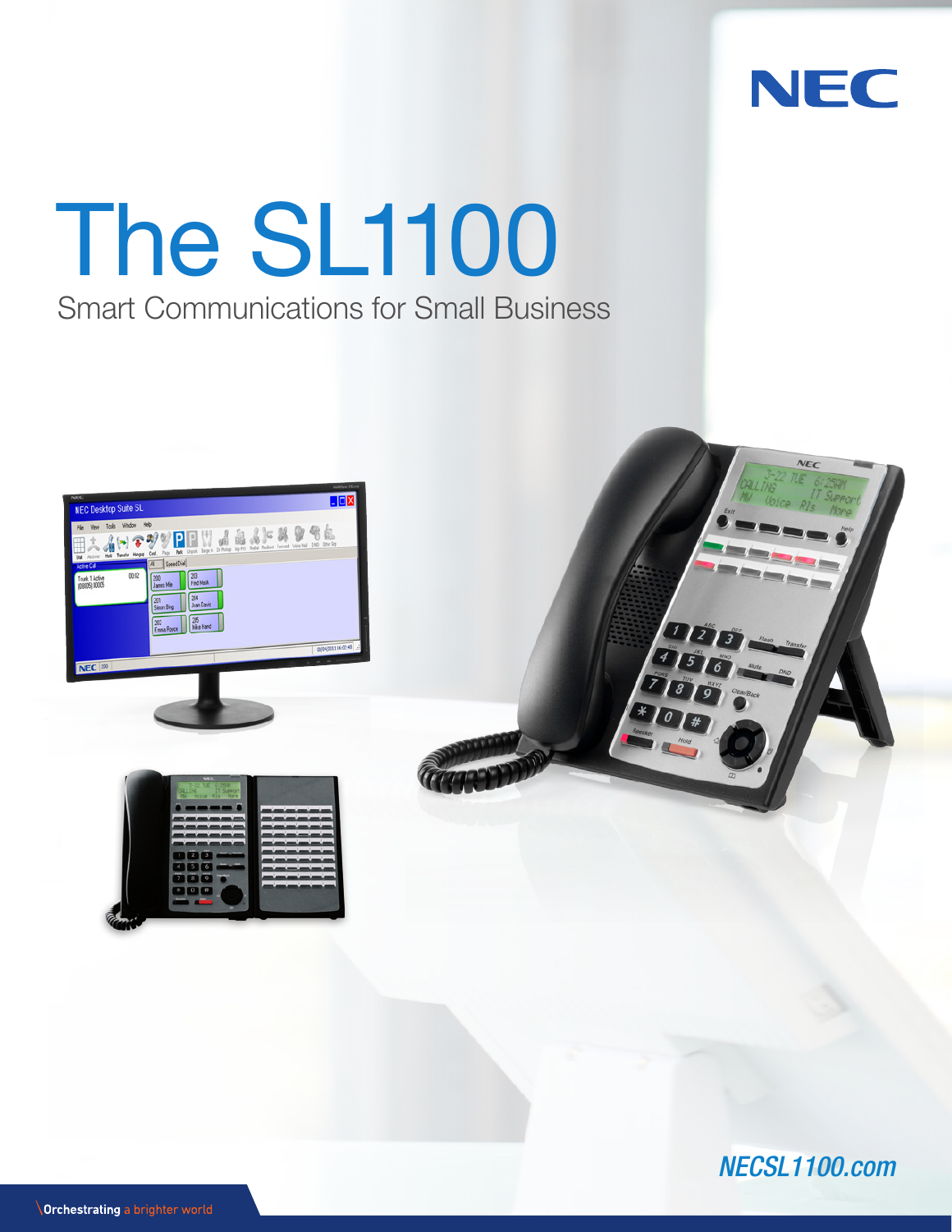NEC

# The SL1100

Smart Communications for Small Business

NECSL1100.com

Orchestrating a brighter world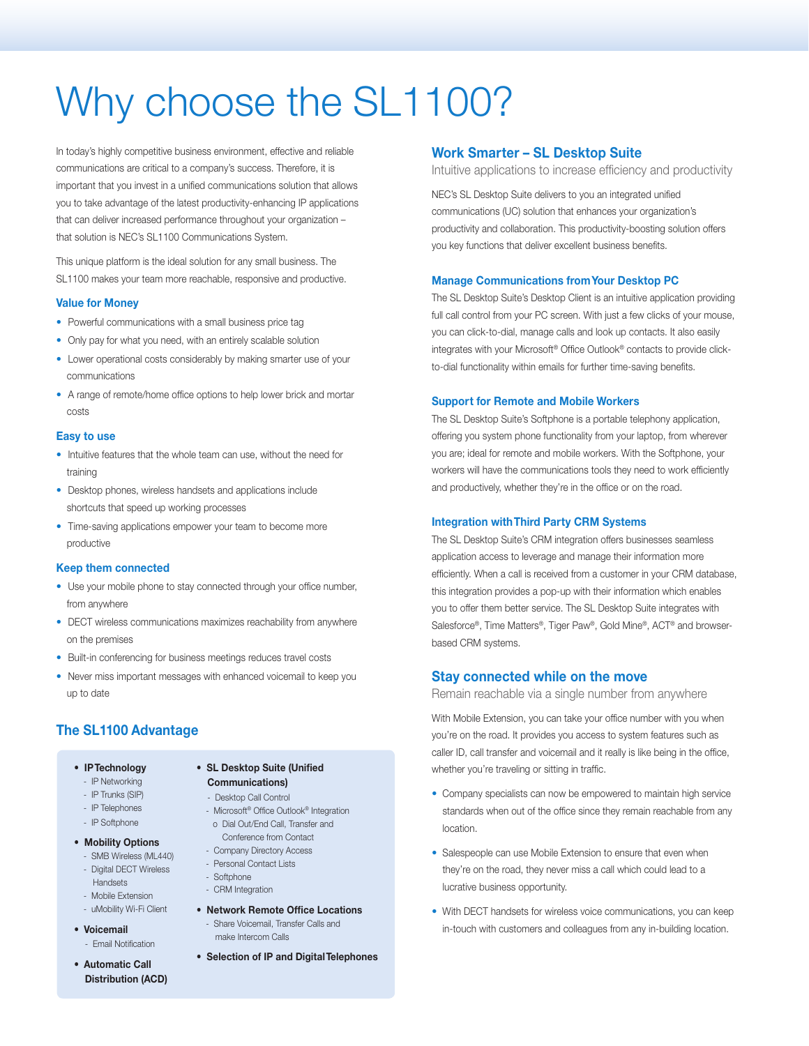# Why choose the SL1100?

In today's highly competitive business environment, effective and reliable communications are critical to a company's success. Therefore, it is important that you invest in a unified communications solution that allows you to take advantage of the latest productivity-enhancing IP applications that can deliver increased performance throughout your organization – that solution is NEC's SL1100 Communications System.

This unique platform is the ideal solution for any small business. The SL1100 makes your team more reachable, responsive and productive.

### Value for Money

- Powerful communications with a small business price tag
- Only pay for what you need, with an entirely scalable solution
- Lower operational costs considerably by making smarter use of your communications
- A range of remote/home office options to help lower brick and mortar costs

### Easy to use

- Intuitive features that the whole team can use, without the need for training
- Desktop phones, wireless handsets and applications include shortcuts that speed up working processes
- Time-saving applications empower your team to become more productive

### Keep them connected

- Use your mobile phone to stay connected through your office number, from anywhere
- DECT wireless communications maximizes reachability from anywhere on the premises
- Built-in conferencing for business meetings reduces travel costs
- Never miss important messages with enhanced voicemail to keep you up to date

## The SL1100 Advantage

- **IP Technology**
  - IP Networking
  - IP Trunks (SIP)
  - IP Telephones
  - IP Softphone
- **Mobility Options**
  - SMB Wireless (ML440)
  - Digital DECT Wireless Handsets
  - Mobile Extension
  - uMobility Wi-Fi Client
- **Voicemail**
  - Email Notification
- **Automatic Call Distribution (ACD)**
- **SL Desktop Suite (Unified Communications)**
  - Desktop Call Control
  - Microsoft® Office Outlook® Integration
    - Dial Out/End Call, Transfer and Conference from Contact
  - Company Directory Access
  - Personal Contact Lists
  - Softphone
  - CRM Integration
- **Network Remote Office Locations**
  - Share Voicemail, Transfer Calls and make Intercom Calls
- **Selection of IP and Digital Telephones**

## Work Smarter – SL Desktop Suite

Intuitive applications to increase efficiency and productivity

NEC's SL Desktop Suite delivers to you an integrated unified communications (UC) solution that enhances your organization's productivity and collaboration. This productivity-boosting solution offers you key functions that deliver excellent business benefits.

### Manage Communications from Your Desktop PC

The SL Desktop Suite's Desktop Client is an intuitive application providing full call control from your PC screen. With just a few clicks of your mouse, you can click-to-dial, manage calls and look up contacts. It also easily integrates with your Microsoft® Office Outlook® contacts to provide click-to-dial functionality within emails for further time-saving benefits.

### Support for Remote and Mobile Workers

The SL Desktop Suite's Softphone is a portable telephony application, offering you system phone functionality from your laptop, from wherever you are; ideal for remote and mobile workers. With the Softphone, your workers will have the communications tools they need to work efficiently and productively, whether they're in the office or on the road.

### Integration with Third Party CRM Systems

The SL Desktop Suite's CRM integration offers businesses seamless application access to leverage and manage their information more efficiently. When a call is received from a customer in your CRM database, this integration provides a pop-up with their information which enables you to offer them better service. The SL Desktop Suite integrates with Salesforce®, Time Matters®, Tiger Paw®, Gold Mine®, ACT® and browser-based CRM systems.

## Stay connected while on the move

Remain reachable via a single number from anywhere

With Mobile Extension, you can take your office number with you when you're on the road. It provides you access to system features such as caller ID, call transfer and voicemail and it really is like being in the office, whether you're traveling or sitting in traffic.

- Company specialists can now be empowered to maintain high service standards when out of the office since they remain reachable from any location.
- Salespeople can use Mobile Extension to ensure that even when they're on the road, they never miss a call which could lead to a lucrative business opportunity.
- With DECT handsets for wireless voice communications, you can keep in-touch with customers and colleagues from any in-building location.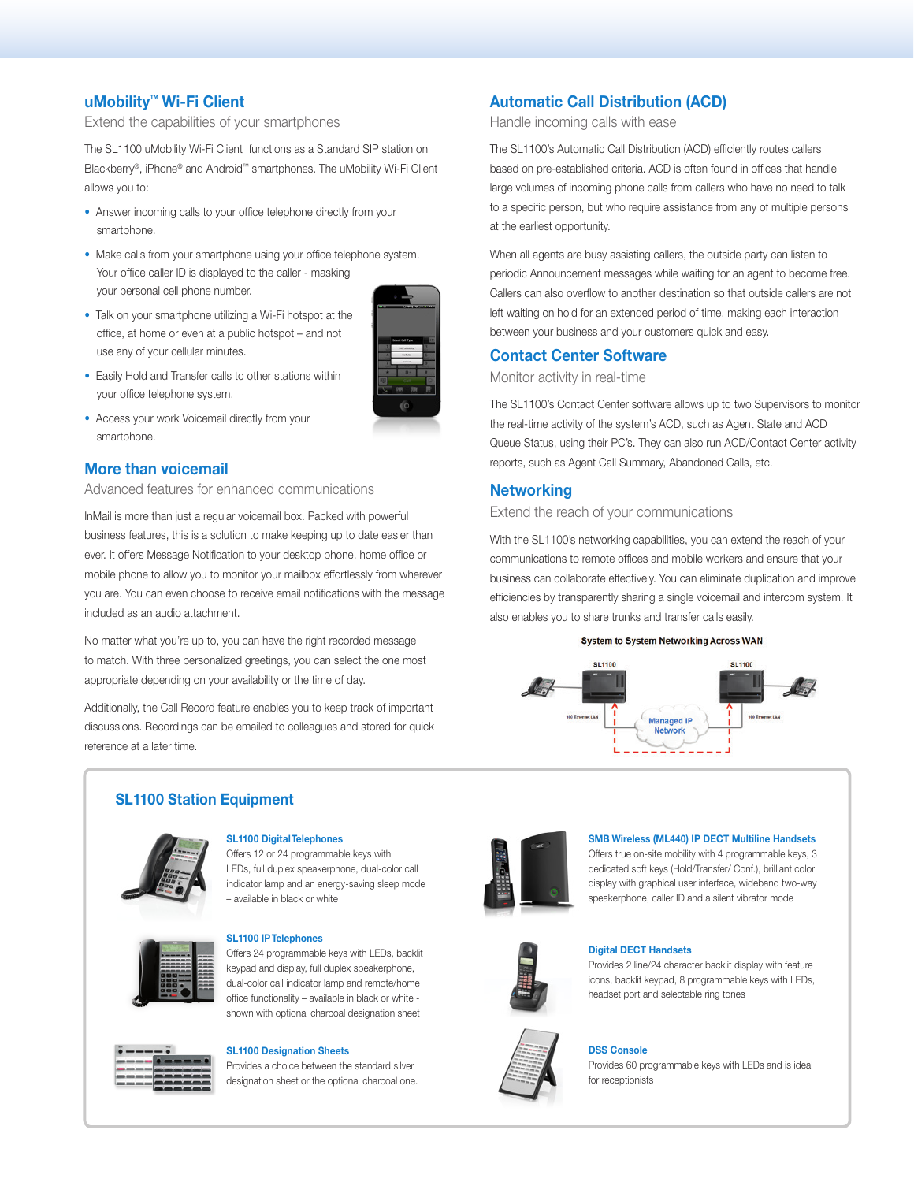## uMobility™ Wi-Fi Client

Extend the capabilities of your smartphones

The SL1100 uMobility Wi-Fi Client functions as a Standard SIP station on Blackberry®, iPhone® and Android™ smartphones. The uMobility Wi-Fi Client allows you to:

- Answer incoming calls to your office telephone directly from your smartphone.
- Make calls from your smartphone using your office telephone system. Your office caller ID is displayed to the caller - masking your personal cell phone number.
- Talk on your smartphone utilizing a Wi-Fi hotspot at the office, at home or even at a public hotspot – and not use any of your cellular minutes.
- Easily Hold and Transfer calls to other stations within your office telephone system.
- Access your work Voicemail directly from your smartphone.

## More than voicemail

Advanced features for enhanced communications

InMail is more than just a regular voicemail box. Packed with powerful business features, this is a solution to make keeping up to date easier than ever. It offers Message Notification to your desktop phone, home office or mobile phone to allow you to monitor your mailbox effortlessly from wherever you are. You can even choose to receive email notifications with the message included as an audio attachment.

No matter what you're up to, you can have the right recorded message to match. With three personalized greetings, you can select the one most appropriate depending on your availability or the time of day.

Additionally, the Call Record feature enables you to keep track of important discussions. Recordings can be emailed to colleagues and stored for quick reference at a later time.

## Automatic Call Distribution (ACD)

Handle incoming calls with ease

The SL1100's Automatic Call Distribution (ACD) efficiently routes callers based on pre-established criteria. ACD is often found in offices that handle large volumes of incoming phone calls from callers who have no need to talk to a specific person, but who require assistance from any of multiple persons at the earliest opportunity.

When all agents are busy assisting callers, the outside party can listen to periodic Announcement messages while waiting for an agent to become free. Callers can also overflow to another destination so that outside callers are not left waiting on hold for an extended period of time, making each interaction between your business and your customers quick and easy.

## Contact Center Software

Monitor activity in real-time

The SL1100's Contact Center software allows up to two Supervisors to monitor the real-time activity of the system's ACD, such as Agent State and ACD Queue Status, using their PC's. They can also run ACD/Contact Center activity reports, such as Agent Call Summary, Abandoned Calls, etc.

## Networking

Extend the reach of your communications

With the SL1100's networking capabilities, you can extend the reach of your communications to remote offices and mobile workers and ensure that your business can collaborate effectively. You can eliminate duplication and improve efficiencies by transparently sharing a single voicemail and intercom system. It also enables you to share trunks and transfer calls easily.

System to System Networking Across WAN

SL1100

SL1100

100 Ethernet LAN

Managed IP Network

100 Ethernet LAN

## SL1100 Station Equipment

**SL1100 Digital Telephones**
Offers 12 or 24 programmable keys with LEDs, full duplex speakerphone, dual-color call indicator lamp and an energy-saving sleep mode – available in black or white

**SL1100 IP Telephones**
Offers 24 programmable keys with LEDs, backlit keypad and display, full duplex speakerphone, dual-color call indicator lamp and remote/home office functionality – available in black or white - shown with optional charcoal designation sheet

**SL1100 Designation Sheets**
Provides a choice between the standard silver designation sheet or the optional charcoal one.

**SMB Wireless (ML440) IP DECT Multiline Handsets**
Offers true on-site mobility with 4 programmable keys, 3 dedicated soft keys (Hold/Transfer/ Conf.), brilliant color display with graphical user interface, wideband two-way speakerphone, caller ID and a silent vibrator mode

**Digital DECT Handsets**
Provides 2 line/24 character backlit display with feature icons, backlit keypad, 8 programmable keys with LEDs, headset port and selectable ring tones

**DSS Console**
Provides 60 programmable keys with LEDs and is ideal for receptionists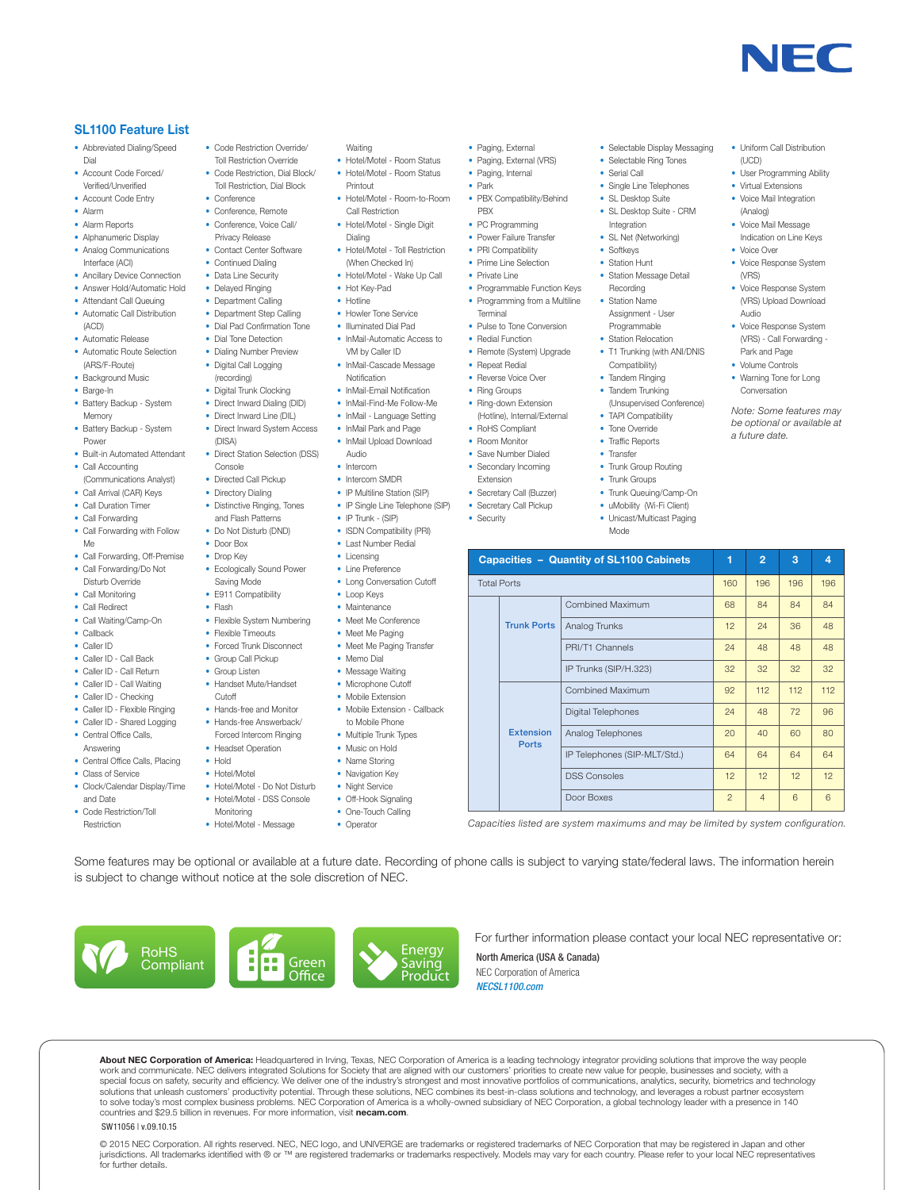NEC

## SL1100 Feature List

- Abbreviated Dialing/Speed Dial
- Account Code Forced/ Verified/Unverified
- Account Code Entry
- Alarm
- Alarm Reports
- Alphanumeric Display
- Analog Communications Interface (ACI)
- Ancillary Device Connection
- Answer Hold/Automatic Hold
- Attendant Call Queuing
- Automatic Call Distribution (ACD)
- Automatic Release
- Automatic Route Selection (ARS/F-Route)
- Background Music
- Barge-In
- Battery Backup - System Memory
- Battery Backup - System Power
- Built-in Automated Attendant
- Call Accounting (Communications Analyst)
- Call Arrival (CAR) Keys
- Call Duration Timer
- Call Forwarding
- Call Forwarding with Follow Me
- Call Forwarding, Off-Premise
- Call Forwarding/Do Not Disturb Override
- Call Monitoring
- Call Redirect
- Call Waiting/Camp-On
- Callback
- Caller ID
- Caller ID - Call Back
- Caller ID - Call Return
- Caller ID - Call Waiting
- Caller ID - Checking
- Caller ID - Flexible Ringing
- Caller ID - Shared Logging
- Central Office Calls, Answering
- Central Office Calls, Placing
- Class of Service
- Clock/Calendar Display/Time and Date
- Code Restriction/Toll Restriction
- Code Restriction Override/ Toll Restriction Override
- Code Restriction, Dial Block/ Toll Restriction, Dial Block
- Conference
- Conference, Remote
- Conference, Voice Call/ Privacy Release
- Contact Center Software
- Continued Dialing
- Data Line Security
- Delayed Ringing
- Department Calling
- Department Step Calling
- Dial Pad Confirmation Tone
- Dial Tone Detection
- Dialing Number Preview
- Digital Call Logging (recording)
- Digital Trunk Clocking
- Direct Inward Dialing (DID)
- Direct Inward Line (DIL)
- Direct Inward System Access (DISA)
- Direct Station Selection (DSS) Console
- Directed Call Pickup
- Directory Dialing
- Distinctive Ringing, Tones and Flash Patterns
- Do Not Disturb (DND)
- Door Box
- Drop Key
- Ecologically Sound Power Saving Mode
- E911 Compatibility
- Flash
- Flexible System Numbering
- Flexible Timeouts
- Forced Trunk Disconnect
- Group Call Pickup
- Group Listen
- Handset Mute/Handset Cutoff
- Hands-free and Monitor
- Hands-free Answerback/ Forced Intercom Ringing
- Headset Operation
- Hold
- Hotel/Motel
- Hotel/Motel - Do Not Disturb
- Hotel/Motel - DSS Console Monitoring
- Hotel/Motel - Message Waiting
- Hotel/Motel - Room Status
- Hotel/Motel - Room Status Printout
- Hotel/Motel - Room-to-Room Call Restriction
- Hotel/Motel - Single Digit Dialing
- Hotel/Motel - Toll Restriction (When Checked In)
- Hotel/Motel - Wake Up Call
- Hot Key-Pad
- Hotline
- Howler Tone Service
- Illuminated Dial Pad
- InMail-Automatic Access to VM by Caller ID
- InMail-Cascade Message Notification
- InMail-Email Notification
- InMail-Find-Me Follow-Me
- InMail - Language Setting
- InMail Park and Page
- InMail Upload Download Audio
- Intercom
- Intercom SMDR
- IP Multiline Station (SIP)
- IP Single Line Telephone (SIP)
- IP Trunk - (SIP)
- ISDN Compatibility (PRI)
- Last Number Redial
- Licensing
- Line Preference
- Long Conversation Cutoff
- Loop Keys
- Maintenance
- Meet Me Conference
- Meet Me Paging
- Meet Me Paging Transfer
- Memo Dial
- Message Waiting
- Microphone Cutoff
- Mobile Extension
- Mobile Extension - Callback to Mobile Phone
- Multiple Trunk Types
- Music on Hold
- Name Storing
- Navigation Key
- Night Service
- Off-Hook Signaling
- One-Touch Calling
- Operator
- Paging, External
- Paging, External (VRS)
- Paging, Internal
- Park
- PBX Compatibility/Behind PBX
- PC Programming
- Power Failure Transfer
- PRI Compatibility
- Prime Line Selection
- Private Line
- Programmable Function Keys
- Programming from a Multiline Terminal
- Pulse to Tone Conversion
- Redial Function
- Remote (System) Upgrade
- Repeat Redial
- Reverse Voice Over
- Ring Groups
- Ring-down Extension (Hotline), Internal/External
- RoHS Compliant
- Room Monitor
- Save Number Dialed
- Secondary Incoming Extension
- Secretary Call (Buzzer)
- Secretary Call Pickup
- Security
- Selectable Display Messaging
- Selectable Ring Tones
- Serial Call
- Single Line Telephones
- SL Desktop Suite
- SL Desktop Suite - CRM Integration
- SL Net (Networking)
- Softkeys
- Station Hunt
- Station Message Detail Recording
- Station Name Assignment - User Programmable
- Station Relocation
- T1 Trunking (with ANI/DNIS Compatibility)
- Tandem Ringing
- Tandem Trunking (Unsupervised Conference)
- TAPI Compatibility
- Tone Override
- Traffic Reports
- Transfer
- Trunk Group Routing
- Trunk Groups
- Trunk Queuing/Camp-On
- uMobility (Wi-Fi Client)
- Unicast/Multicast Paging Mode
- Uniform Call Distribution (UCD)
- User Programming Ability
- Virtual Extensions
- Voice Mail Integration (Analog)
- Voice Mail Message Indication on Line Keys
- Voice Over
- Voice Response System (VRS)
- Voice Response System (VRS) Upload Download Audio
- Voice Response System (VRS) - Call Forwarding - Park and Page
- Volume Controls
- Warning Tone for Long Conversation

*Note: Some features may be optional or available at a future date.*

| Capacities – Quantity of SL1100 Cabinets | | 1 | 2 | 3 | 4 |
|---|---|---|---|---|---|
| Total Ports | | 160 | 196 | 196 | 196 |
| Trunk Ports | Combined Maximum | 68 | 84 | 84 | 84 |
| | Analog Trunks | 12 | 24 | 36 | 48 |
| | PRI/T1 Channels | 24 | 48 | 48 | 48 |
| | IP Trunks (SIP/H.323) | 32 | 32 | 32 | 32 |
| Extension Ports | Combined Maximum | 92 | 112 | 112 | 112 |
| | Digital Telephones | 24 | 48 | 72 | 96 |
| | Analog Telephones | 20 | 40 | 60 | 80 |
| | IP Telephones (SIP-MLT/Std.) | 64 | 64 | 64 | 64 |
| | DSS Consoles | 12 | 12 | 12 | 12 |
| | Door Boxes | 2 | 4 | 6 | 6 |

*Capacities listed are system maximums and may be limited by system configuration.*

Some features may be optional or available at a future date. Recording of phone calls is subject to varying state/federal laws. The information herein is subject to change without notice at the sole discretion of NEC.

RoHS Compliant

Green Office

Energy Saving Product

For further information please contact your local NEC representative or:

**North America (USA & Canada)**
NEC Corporation of America
***NECSL1100.com***

**About NEC Corporation of America:** Headquartered in Irving, Texas, NEC Corporation of America is a leading technology integrator providing solutions that improve the way people work and communicate. NEC delivers integrated Solutions for Society that are aligned with our customers' priorities to create new value for people, businesses and society, with a special focus on safety, security and efficiency. We deliver one of the industry's strongest and most innovative portfolios of communications, analytics, security, biometrics and technology solutions that unleash customers' productivity potential. Through these solutions, NEC combines its best-in-class solutions and technology, and leverages a robust partner ecosystem to solve today's most complex business problems. NEC Corporation of America is a wholly-owned subsidiary of NEC Corporation, a global technology leader with a presence in 140 countries and $29.5 billion in revenues. For more information, visit **necam.com**.

SW11056 | v.09.10.15

© 2015 NEC Corporation. All rights reserved. NEC, NEC logo, and UNIVERGE are trademarks or registered trademarks of NEC Corporation that may be registered in Japan and other jurisdictions. All trademarks identified with ® or ™ are registered trademarks or trademarks respectively. Models may vary for each country. Please refer to your local NEC representatives for further details.